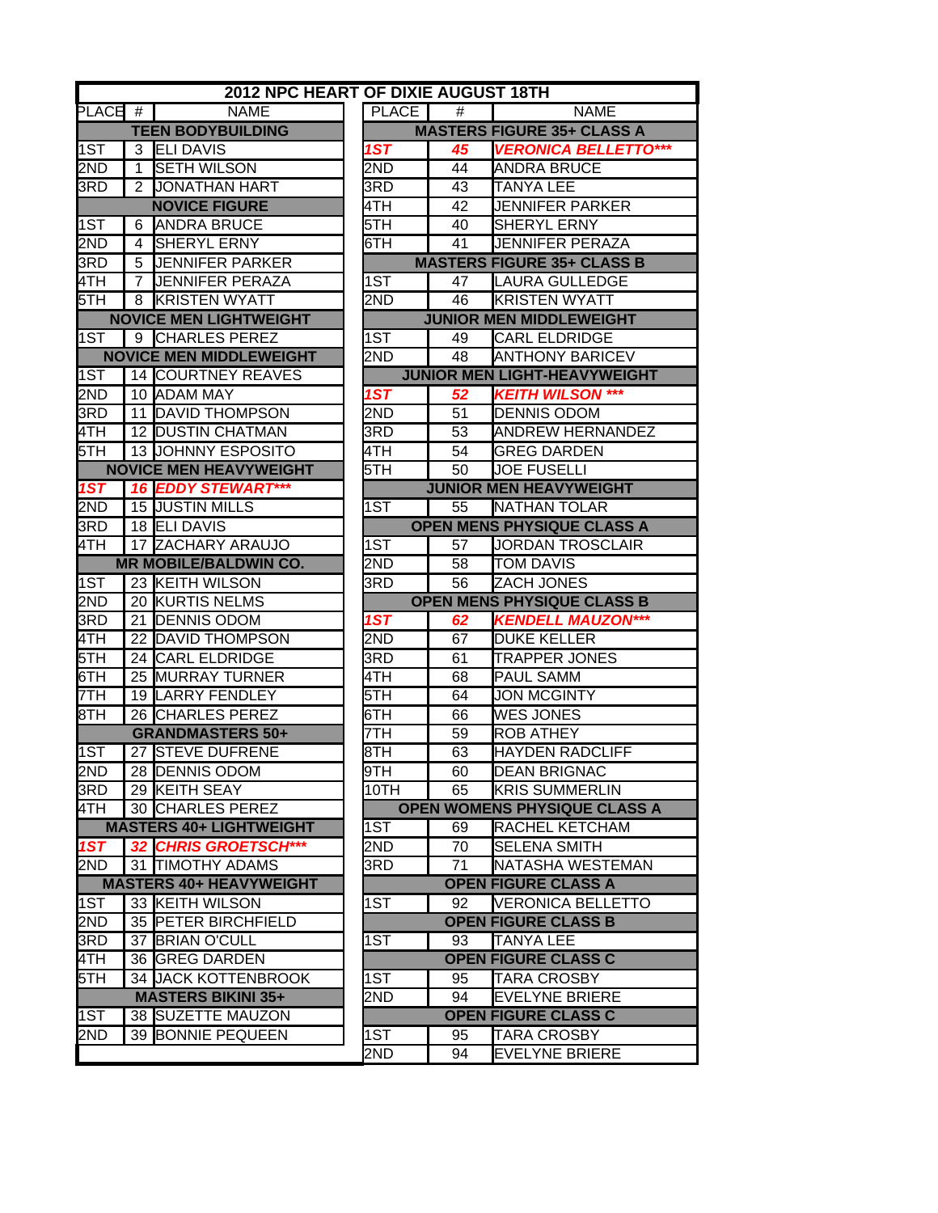# 2012 NPC HEART OF DIXIE AUGUST 18TH

| PLACE | # | NAME |
|---|---|---|
| **TEEN BODYBUILDING** | | |
| 1ST | 3 | ELI DAVIS |
| 2ND | 1 | SETH WILSON |
| 3RD | 2 | JONATHAN HART |
| **NOVICE FIGURE** | | |
| 1ST | 6 | ANDRA BRUCE |
| 2ND | 4 | SHERYL ERNY |
| 3RD | 5 | JENNIFER PARKER |
| 4TH | 7 | JENNIFER PERAZA |
| 5TH | 8 | KRISTEN WYATT |
| **NOVICE MEN LIGHTWEIGHT** | | |
| 1ST | 9 | CHARLES PEREZ |
| **NOVICE MEN MIDDLEWEIGHT** | | |
| 1ST | 14 | COURTNEY REAVES |
| 2ND | 10 | ADAM MAY |
| 3RD | 11 | DAVID THOMPSON |
| 4TH | 12 | DUSTIN CHATMAN |
| 5TH | 13 | JOHNNY ESPOSITO |
| **NOVICE MEN HEAVYWEIGHT** | | |
| ***1ST*** | ***16*** | ***EDDY STEWART**** |
| 2ND | 15 | JUSTIN MILLS |
| 3RD | 18 | ELI DAVIS |
| 4TH | 17 | ZACHARY ARAUJO |
| **MR MOBILE/BALDWIN CO.** | | |
| 1ST | 23 | KEITH WILSON |
| 2ND | 20 | KURTIS NELMS |
| 3RD | 21 | DENNIS ODOM |
| 4TH | 22 | DAVID THOMPSON |
| 5TH | 24 | CARL ELDRIDGE |
| 6TH | 25 | MURRAY TURNER |
| 7TH | 19 | LARRY FENDLEY |
| 8TH | 26 | CHARLES PEREZ |
| **GRANDMASTERS 50+** | | |
| 1ST | 27 | STEVE DUFRENE |
| 2ND | 28 | DENNIS ODOM |
| 3RD | 29 | KEITH SEAY |
| 4TH | 30 | CHARLES PEREZ |
| **MASTERS 40+ LIGHTWEIGHT** | | |
| ***1ST*** | ***32*** | ***CHRIS GROETSCH**** |
| 2ND | 31 | TIMOTHY ADAMS |
| **MASTERS 40+ HEAVYWEIGHT** | | |
| 1ST | 33 | KEITH WILSON |
| 2ND | 35 | PETER BIRCHFIELD |
| 3RD | 37 | BRIAN O'CULL |
| 4TH | 36 | GREG DARDEN |
| 5TH | 34 | JACK KOTTENBROOK |
| **MASTERS BIKINI 35+** | | |
| 1ST | 38 | SUZETTE MAUZON |
| 2ND | 39 | BONNIE PEQUEEN |

| PLACE | # | NAME |
|---|---|---|
| **MASTERS FIGURE 35+ CLASS A** | | |
| ***1ST*** | ***45*** | ***VERONICA BELLETTO**** |
| 2ND | 44 | ANDRA BRUCE |
| 3RD | 43 | TANYA LEE |
| 4TH | 42 | JENNIFER PARKER |
| 5TH | 40 | SHERYL ERNY |
| 6TH | 41 | JENNIFER PERAZA |
| **MASTERS FIGURE 35+ CLASS B** | | |
| 1ST | 47 | LAURA GULLEDGE |
| 2ND | 46 | KRISTEN WYATT |
| **JUNIOR MEN MIDDLEWEIGHT** | | |
| 1ST | 49 | CARL ELDRIDGE |
| 2ND | 48 | ANTHONY BARICEV |
| **JUNIOR MEN LIGHT-HEAVYWEIGHT** | | |
| ***1ST*** | ***52*** | ***KEITH WILSON **** |
| 2ND | 51 | DENNIS ODOM |
| 3RD | 53 | ANDREW HERNANDEZ |
| 4TH | 54 | GREG DARDEN |
| 5TH | 50 | JOE FUSELLI |
| **JUNIOR MEN HEAVYWEIGHT** | | |
| 1ST | 55 | NATHAN TOLAR |
| **OPEN MENS PHYSIQUE CLASS A** | | |
| 1ST | 57 | JORDAN TROSCLAIR |
| 2ND | 58 | TOM DAVIS |
| 3RD | 56 | ZACH JONES |
| **OPEN MENS PHYSIQUE CLASS B** | | |
| ***1ST*** | ***62*** | ***KENDELL MAUZON**** |
| 2ND | 67 | DUKE KELLER |
| 3RD | 61 | TRAPPER JONES |
| 4TH | 68 | PAUL SAMM |
| 5TH | 64 | JON MCGINTY |
| 6TH | 66 | WES JONES |
| 7TH | 59 | ROB ATHEY |
| 8TH | 63 | HAYDEN RADCLIFF |
| 9TH | 60 | DEAN BRIGNAC |
| 10TH | 65 | KRIS SUMMERLIN |
| **OPEN WOMENS PHYSIQUE CLASS A** | | |
| 1ST | 69 | RACHEL KETCHAM |
| 2ND | 70 | SELENA SMITH |
| 3RD | 71 | NATASHA WESTEMAN |
| **OPEN FIGURE CLASS A** | | |
| 1ST | 92 | VERONICA BELLETTO |
| **OPEN FIGURE CLASS B** | | |
| 1ST | 93 | TANYA LEE |
| **OPEN FIGURE CLASS C** | | |
| 1ST | 95 | TARA CROSBY |
| 2ND | 94 | EVELYNE BRIERE |
| **OPEN FIGURE CLASS C** | | |
| 1ST | 95 | TARA CROSBY |
| 2ND | 94 | EVELYNE BRIERE |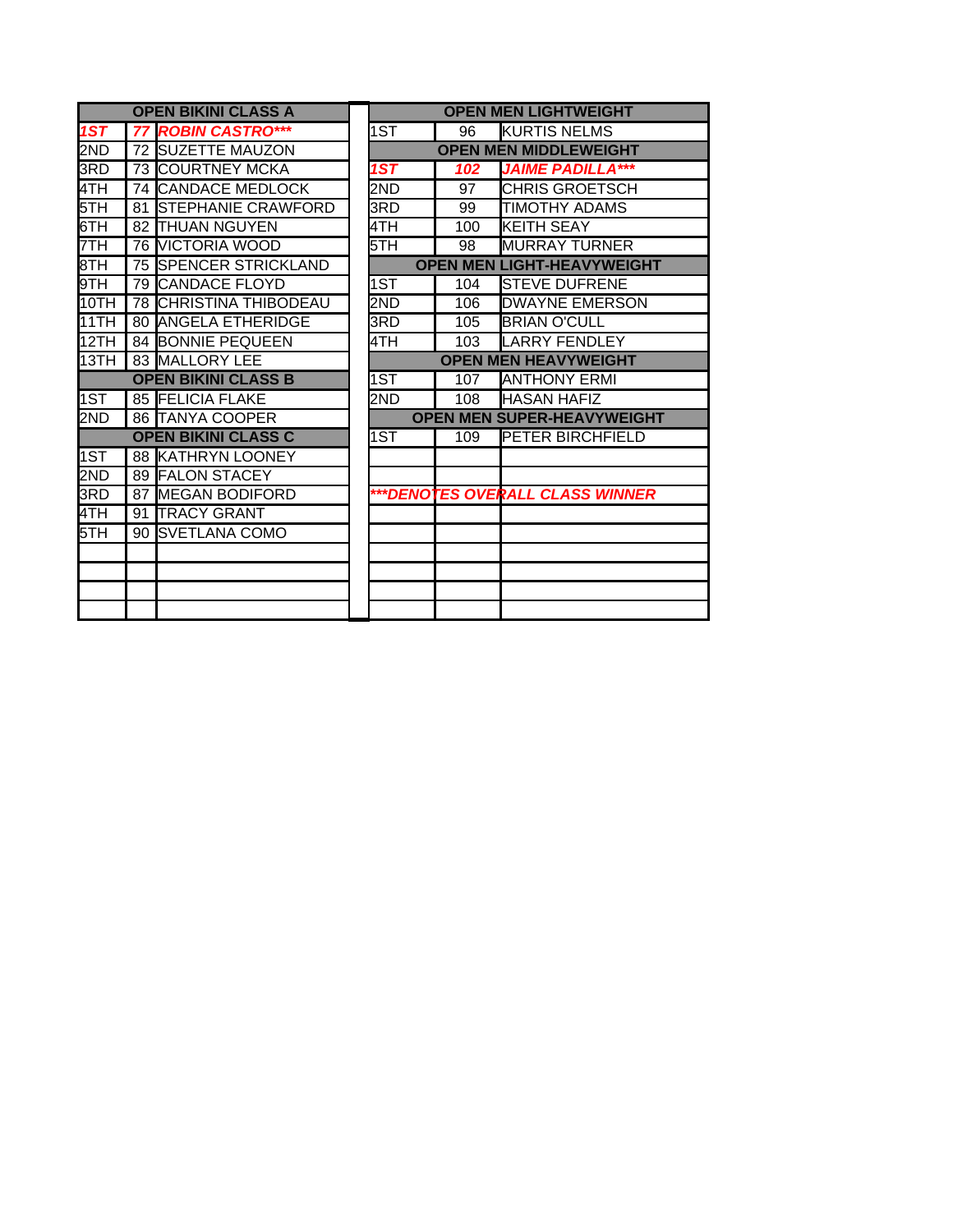| OPEN BIKINI CLASS A | | |
|---|---|---|
| ***1ST*** | ***77*** | ***ROBIN CASTRO**** |
| 2ND | 72 | SUZETTE MAUZON |
| 3RD | 73 | COURTNEY MCKA |
| 4TH | 74 | CANDACE MEDLOCK |
| 5TH | 81 | STEPHANIE CRAWFORD |
| 6TH | 82 | THUAN NGUYEN |
| 7TH | 76 | VICTORIA WOOD |
| 8TH | 75 | SPENCER STRICKLAND |
| 9TH | 79 | CANDACE FLOYD |
| 10TH | 78 | CHRISTINA THIBODEAU |
| 11TH | 80 | ANGELA ETHERIDGE |
| 12TH | 84 | BONNIE PEQUEEN |
| 13TH | 83 | MALLORY LEE |
| **OPEN BIKINI CLASS B** | | |
| 1ST | 85 | FELICIA FLAKE |
| 2ND | 86 | TANYA COOPER |
| **OPEN BIKINI CLASS C** | | |
| 1ST | 88 | KATHRYN LOONEY |
| 2ND | 89 | FALON STACEY |
| 3RD | 87 | MEGAN BODIFORD |
| 4TH | 91 | TRACY GRANT |
| 5TH | 90 | SVETLANA COMO |

| OPEN MEN LIGHTWEIGHT | | |
|---|---|---|
| 1ST | 96 | KURTIS NELMS |
| **OPEN MEN MIDDLEWEIGHT** | | |
| ***1ST*** | ***102*** | ***JAIME PADILLA**** |
| 2ND | 97 | CHRIS GROETSCH |
| 3RD | 99 | TIMOTHY ADAMS |
| 4TH | 100 | KEITH SEAY |
| 5TH | 98 | MURRAY TURNER |
| **OPEN MEN LIGHT-HEAVYWEIGHT** | | |
| 1ST | 104 | STEVE DUFRENE |
| 2ND | 106 | DWAYNE EMERSON |
| 3RD | 105 | BRIAN O'CULL |
| 4TH | 103 | LARRY FENDLEY |
| **OPEN MEN HEAVYWEIGHT** | | |
| 1ST | 107 | ANTHONY ERMI |
| 2ND | 108 | HASAN HAFIZ |
| **OPEN MEN SUPER-HEAVYWEIGHT** | | |
| 1ST | 109 | PETER BIRCHFIELD |

****DENOTES OVERALL CLASS WINNER***